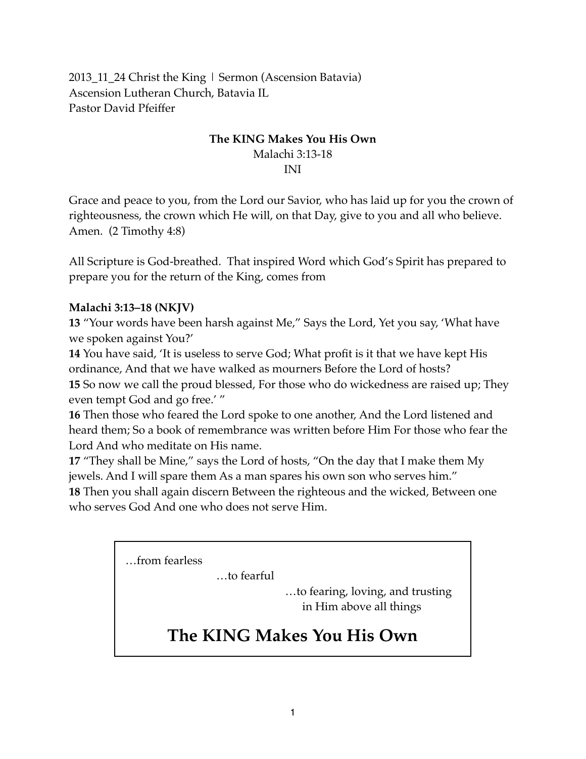2013_11_24 Christ the King | Sermon (Ascension Batavia)
Ascension Lutheran Church, Batavia IL
Pastor David Pfeiffer

**The KING Makes You His Own**
Malachi 3:13-18
INI

Grace and peace to you, from the Lord our Savior, who has laid up for you the crown of righteousness, the crown which He will, on that Day, give to you and all who believe. Amen. (2 Timothy 4:8)

All Scripture is God-breathed. That inspired Word which God's Spirit has prepared to prepare you for the return of the King, comes from

**Malachi 3:13–18 (NKJV)**
**13** "Your words have been harsh against Me," Says the Lord, Yet you say, 'What have we spoken against You?'
**14** You have said, 'It is useless to serve God; What profit is it that we have kept His ordinance, And that we have walked as mourners Before the Lord of hosts?
**15** So now we call the proud blessed, For those who do wickedness are raised up; They even tempt God and go free.' "
**16** Then those who feared the Lord spoke to one another, And the Lord listened and heard them; So a book of remembrance was written before Him For those who fear the Lord And who meditate on His name.
**17** "They shall be Mine," says the Lord of hosts, "On the day that I make them My jewels. And I will spare them As a man spares his own son who serves him."
**18** Then you shall again discern Between the righteous and the wicked, Between one who serves God And one who does not serve Him.

…from fearless
…to fearful
…to fearing, loving, and trusting in Him above all things

## The KING Makes You His Own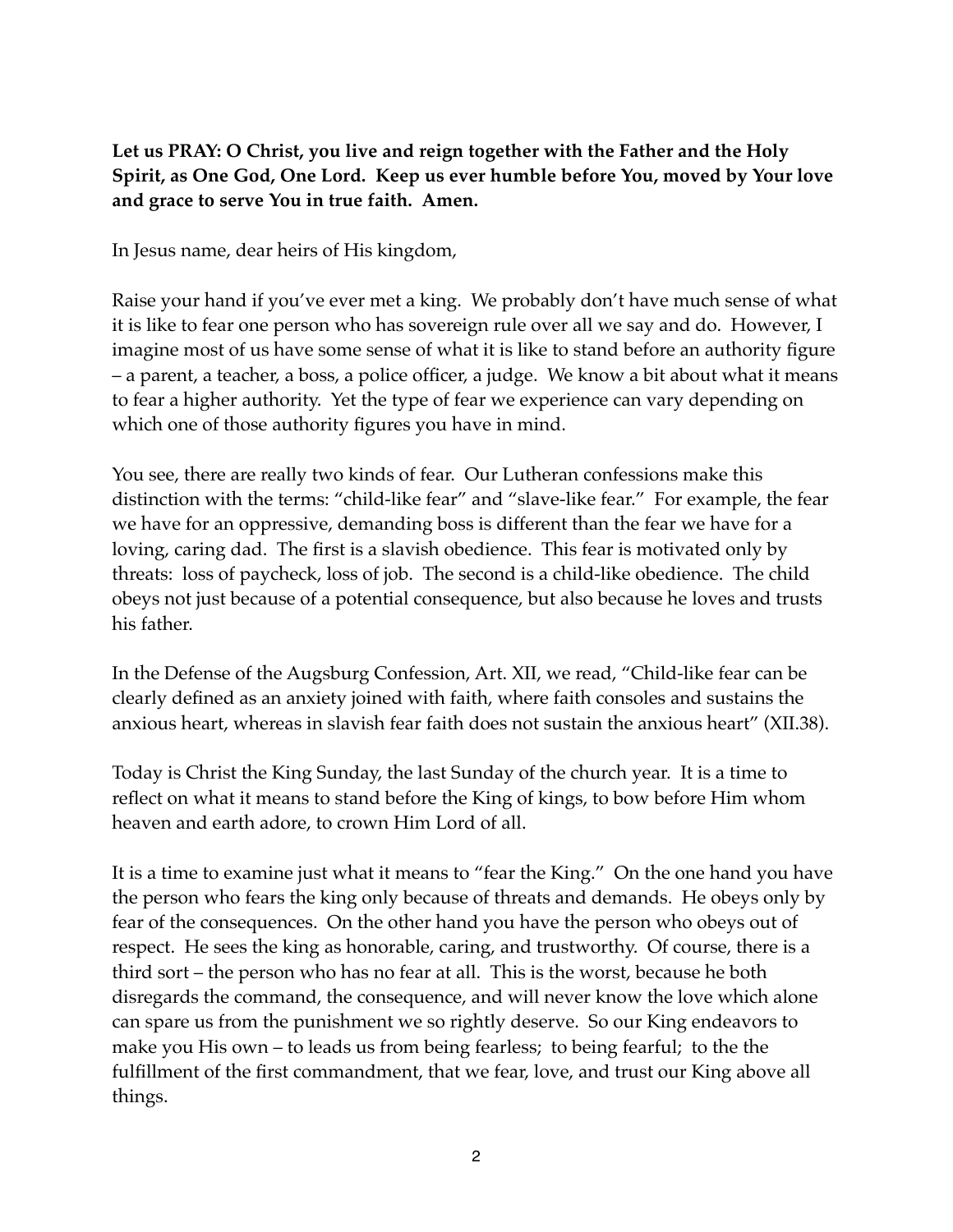**Let us PRAY: O Christ, you live and reign together with the Father and the Holy Spirit, as One God, One Lord. Keep us ever humble before You, moved by Your love and grace to serve You in true faith. Amen.**

In Jesus name, dear heirs of His kingdom,

Raise your hand if you've ever met a king. We probably don't have much sense of what it is like to fear one person who has sovereign rule over all we say and do. However, I imagine most of us have some sense of what it is like to stand before an authority figure – a parent, a teacher, a boss, a police officer, a judge. We know a bit about what it means to fear a higher authority. Yet the type of fear we experience can vary depending on which one of those authority figures you have in mind.

You see, there are really two kinds of fear. Our Lutheran confessions make this distinction with the terms: "child-like fear" and "slave-like fear." For example, the fear we have for an oppressive, demanding boss is different than the fear we have for a loving, caring dad. The first is a slavish obedience. This fear is motivated only by threats: loss of paycheck, loss of job. The second is a child-like obedience. The child obeys not just because of a potential consequence, but also because he loves and trusts his father.

In the Defense of the Augsburg Confession, Art. XII, we read, "Child-like fear can be clearly defined as an anxiety joined with faith, where faith consoles and sustains the anxious heart, whereas in slavish fear faith does not sustain the anxious heart" (XII.38).

Today is Christ the King Sunday, the last Sunday of the church year. It is a time to reflect on what it means to stand before the King of kings, to bow before Him whom heaven and earth adore, to crown Him Lord of all.

It is a time to examine just what it means to "fear the King." On the one hand you have the person who fears the king only because of threats and demands. He obeys only by fear of the consequences. On the other hand you have the person who obeys out of respect. He sees the king as honorable, caring, and trustworthy. Of course, there is a third sort – the person who has no fear at all. This is the worst, because he both disregards the command, the consequence, and will never know the love which alone can spare us from the punishment we so rightly deserve. So our King endeavors to make you His own – to leads us from being fearless; to being fearful; to the the fulfillment of the first commandment, that we fear, love, and trust our King above all things.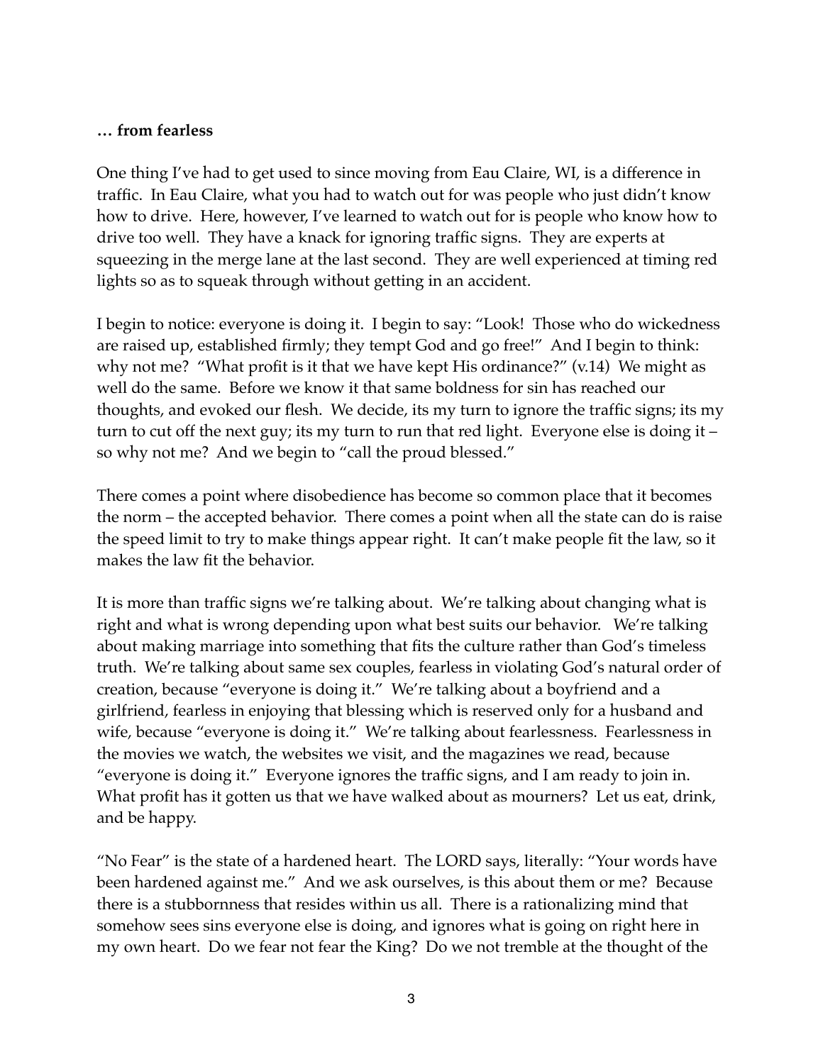**… from fearless**

One thing I've had to get used to since moving from Eau Claire, WI, is a difference in traffic. In Eau Claire, what you had to watch out for was people who just didn't know how to drive. Here, however, I've learned to watch out for is people who know how to drive too well. They have a knack for ignoring traffic signs. They are experts at squeezing in the merge lane at the last second. They are well experienced at timing red lights so as to squeak through without getting in an accident.

I begin to notice: everyone is doing it. I begin to say: "Look! Those who do wickedness are raised up, established firmly; they tempt God and go free!" And I begin to think: why not me? "What profit is it that we have kept His ordinance?" (v.14) We might as well do the same. Before we know it that same boldness for sin has reached our thoughts, and evoked our flesh. We decide, its my turn to ignore the traffic signs; its my turn to cut off the next guy; its my turn to run that red light. Everyone else is doing it – so why not me? And we begin to "call the proud blessed."

There comes a point where disobedience has become so common place that it becomes the norm – the accepted behavior. There comes a point when all the state can do is raise the speed limit to try to make things appear right. It can't make people fit the law, so it makes the law fit the behavior.

It is more than traffic signs we're talking about. We're talking about changing what is right and what is wrong depending upon what best suits our behavior. We're talking about making marriage into something that fits the culture rather than God's timeless truth. We're talking about same sex couples, fearless in violating God's natural order of creation, because "everyone is doing it." We're talking about a boyfriend and a girlfriend, fearless in enjoying that blessing which is reserved only for a husband and wife, because "everyone is doing it." We're talking about fearlessness. Fearlessness in the movies we watch, the websites we visit, and the magazines we read, because "everyone is doing it." Everyone ignores the traffic signs, and I am ready to join in. What profit has it gotten us that we have walked about as mourners? Let us eat, drink, and be happy.

"No Fear" is the state of a hardened heart. The LORD says, literally: "Your words have been hardened against me." And we ask ourselves, is this about them or me? Because there is a stubbornness that resides within us all. There is a rationalizing mind that somehow sees sins everyone else is doing, and ignores what is going on right here in my own heart. Do we fear not fear the King? Do we not tremble at the thought of the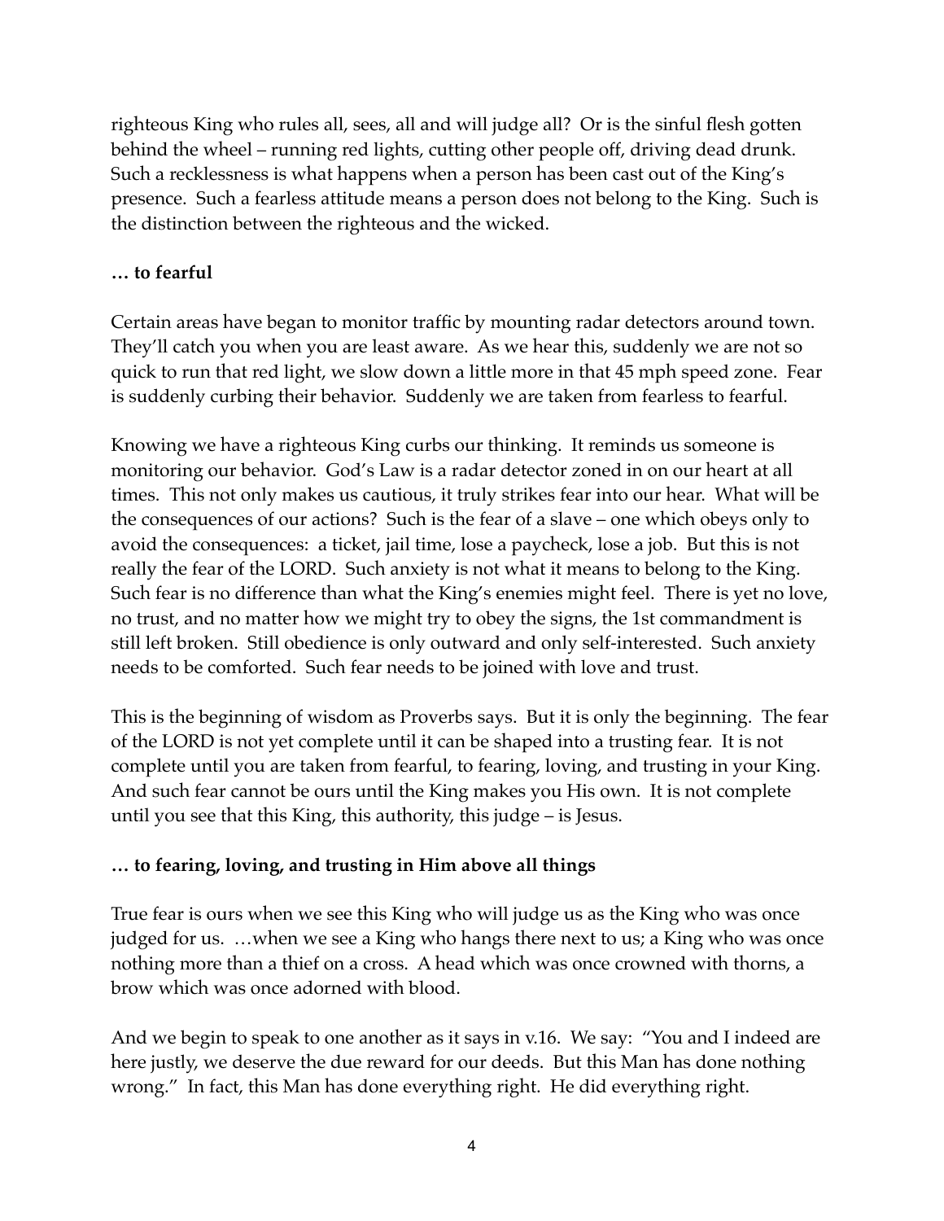righteous King who rules all, sees, all and will judge all? Or is the sinful flesh gotten behind the wheel – running red lights, cutting other people off, driving dead drunk. Such a recklessness is what happens when a person has been cast out of the King's presence. Such a fearless attitude means a person does not belong to the King. Such is the distinction between the righteous and the wicked.

**… to fearful**

Certain areas have began to monitor traffic by mounting radar detectors around town. They'll catch you when you are least aware. As we hear this, suddenly we are not so quick to run that red light, we slow down a little more in that 45 mph speed zone. Fear is suddenly curbing their behavior. Suddenly we are taken from fearless to fearful.

Knowing we have a righteous King curbs our thinking. It reminds us someone is monitoring our behavior. God's Law is a radar detector zoned in on our heart at all times. This not only makes us cautious, it truly strikes fear into our hear. What will be the consequences of our actions? Such is the fear of a slave – one which obeys only to avoid the consequences: a ticket, jail time, lose a paycheck, lose a job. But this is not really the fear of the LORD. Such anxiety is not what it means to belong to the King. Such fear is no difference than what the King's enemies might feel. There is yet no love, no trust, and no matter how we might try to obey the signs, the 1st commandment is still left broken. Still obedience is only outward and only self-interested. Such anxiety needs to be comforted. Such fear needs to be joined with love and trust.

This is the beginning of wisdom as Proverbs says. But it is only the beginning. The fear of the LORD is not yet complete until it can be shaped into a trusting fear. It is not complete until you are taken from fearful, to fearing, loving, and trusting in your King. And such fear cannot be ours until the King makes you His own. It is not complete until you see that this King, this authority, this judge – is Jesus.

**… to fearing, loving, and trusting in Him above all things**

True fear is ours when we see this King who will judge us as the King who was once judged for us. …when we see a King who hangs there next to us; a King who was once nothing more than a thief on a cross. A head which was once crowned with thorns, a brow which was once adorned with blood.

And we begin to speak to one another as it says in v.16. We say: "You and I indeed are here justly, we deserve the due reward for our deeds. But this Man has done nothing wrong." In fact, this Man has done everything right. He did everything right.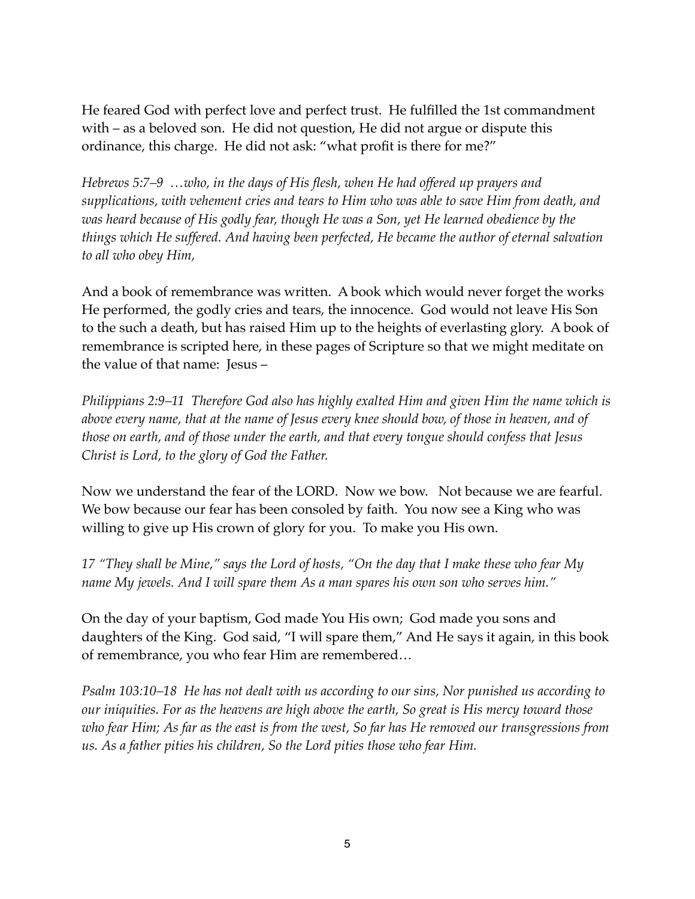He feared God with perfect love and perfect trust. He fulfilled the 1st commandment with – as a beloved son. He did not question, He did not argue or dispute this ordinance, this charge. He did not ask: "what profit is there for me?"

*Hebrews 5:7–9 …who, in the days of His flesh, when He had offered up prayers and supplications, with vehement cries and tears to Him who was able to save Him from death, and was heard because of His godly fear, though He was a Son, yet He learned obedience by the things which He suffered. And having been perfected, He became the author of eternal salvation to all who obey Him,*

And a book of remembrance was written. A book which would never forget the works He performed, the godly cries and tears, the innocence. God would not leave His Son to the such a death, but has raised Him up to the heights of everlasting glory. A book of remembrance is scripted here, in these pages of Scripture so that we might meditate on the value of that name: Jesus –

*Philippians 2:9–11 Therefore God also has highly exalted Him and given Him the name which is above every name, that at the name of Jesus every knee should bow, of those in heaven, and of those on earth, and of those under the earth, and that every tongue should confess that Jesus Christ is Lord, to the glory of God the Father.*

Now we understand the fear of the LORD. Now we bow. Not because we are fearful. We bow because our fear has been consoled by faith. You now see a King who was willing to give up His crown of glory for you. To make you His own.

*17 "They shall be Mine," says the Lord of hosts, "On the day that I make these who fear My name My jewels. And I will spare them As a man spares his own son who serves him."*

On the day of your baptism, God made You His own; God made you sons and daughters of the King. God said, "I will spare them," And He says it again, in this book of remembrance, you who fear Him are remembered…

*Psalm 103:10–18 He has not dealt with us according to our sins, Nor punished us according to our iniquities. For as the heavens are high above the earth, So great is His mercy toward those who fear Him; As far as the east is from the west, So far has He removed our transgressions from us. As a father pities his children, So the Lord pities those who fear Him.*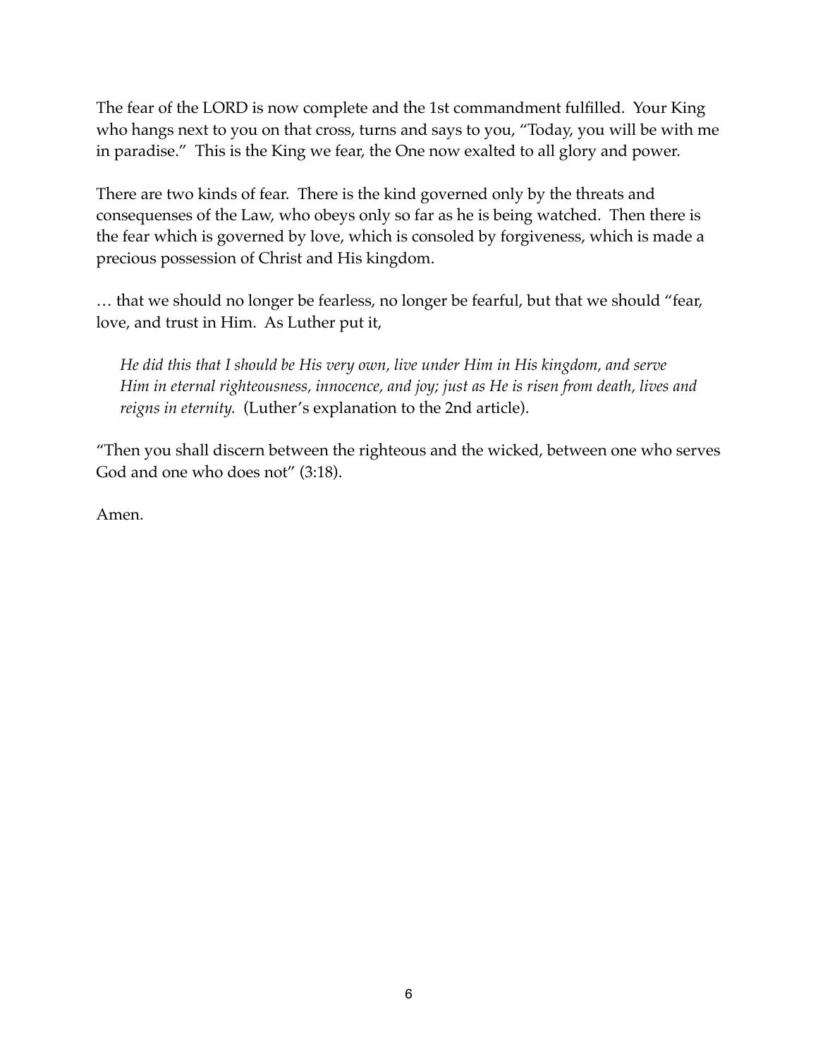The fear of the LORD is now complete and the 1st commandment fulfilled. Your King who hangs next to you on that cross, turns and says to you, "Today, you will be with me in paradise." This is the King we fear, the One now exalted to all glory and power.

There are two kinds of fear. There is the kind governed only by the threats and consequenses of the Law, who obeys only so far as he is being watched. Then there is the fear which is governed by love, which is consoled by forgiveness, which is made a precious possession of Christ and His kingdom.

… that we should no longer be fearless, no longer be fearful, but that we should "fear, love, and trust in Him. As Luther put it,

> *He did this that I should be His very own, live under Him in His kingdom, and serve Him in eternal righteousness, innocence, and joy; just as He is risen from death, lives and reigns in eternity.* (Luther's explanation to the 2nd article).

"Then you shall discern between the righteous and the wicked, between one who serves God and one who does not" (3:18).

Amen.